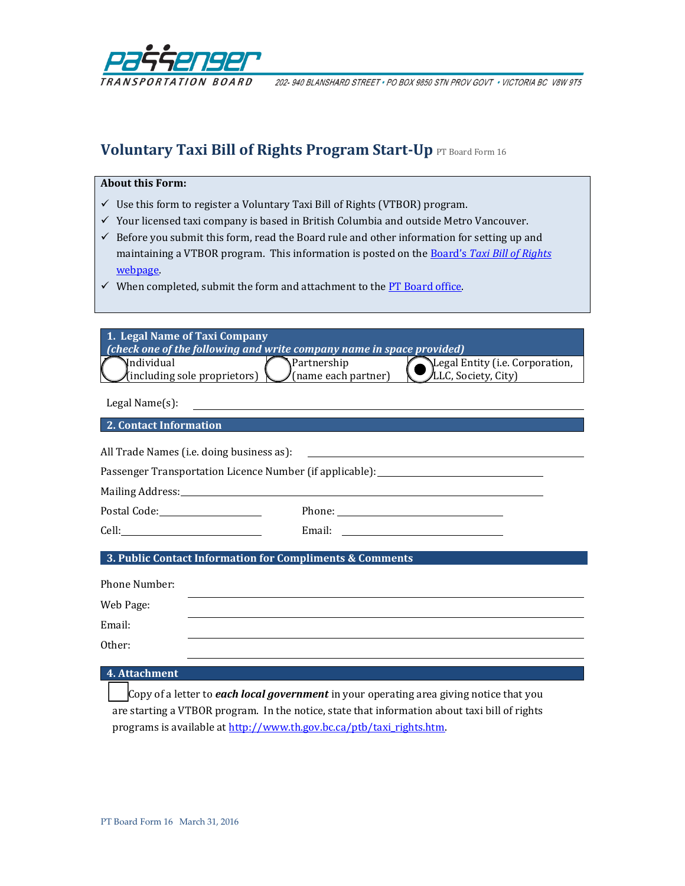Passenger Transportation Board

202- 940 BLANSHARD STREET • PO BOX 9850 STN PROV GOVT • VICTORIA BC V8W 9T5

# Voluntary Taxi Bill of Rights Program Start-Up PT Board Form 16

**About this Form:**

- ✓ Use this form to register a Voluntary Taxi Bill of Rights (VTBOR) program.
- ✓ Your licensed taxi company is based in British Columbia and outside Metro Vancouver.
- ✓ Before you submit this form, read the Board rule and other information for setting up and maintaining a VTBOR program. This information is posted on the [Board's *Taxi Bill of Rights* webpage](#).
- ✓ When completed, submit the form and attachment to the [PT Board office](#).

## 1. Legal Name of Taxi Company

***(check one of the following and write company name in space provided)***

| ○ Individual (including sole proprietors) | ○ Partnership (name each partner) | ● Legal Entity (i.e. Corporation, LLC, Society, City) |
|---|---|---|

Legal Name(s): ______________________________

## 2. Contact Information

All Trade Names (i.e. doing business as): ______________________________

Passenger Transportation Licence Number (if applicable): ______________________________

Mailing Address: ______________________________

Postal Code: ______________ Phone: ______________

Cell: ______________ Email: ______________

## 3. Public Contact Information for Compliments & Comments

Phone Number: ______________________________

Web Page: ______________________________

Email: ______________________________

Other: ______________________________

## 4. Attachment

☐ Copy of a letter to ***each local government*** in your operating area giving notice that you are starting a VTBOR program. In the notice, state that information about taxi bill of rights programs is available at [http://www.th.gov.bc.ca/ptb/taxi_rights.htm](http://www.th.gov.bc.ca/ptb/taxi_rights.htm).

PT Board Form 16 March 31, 2016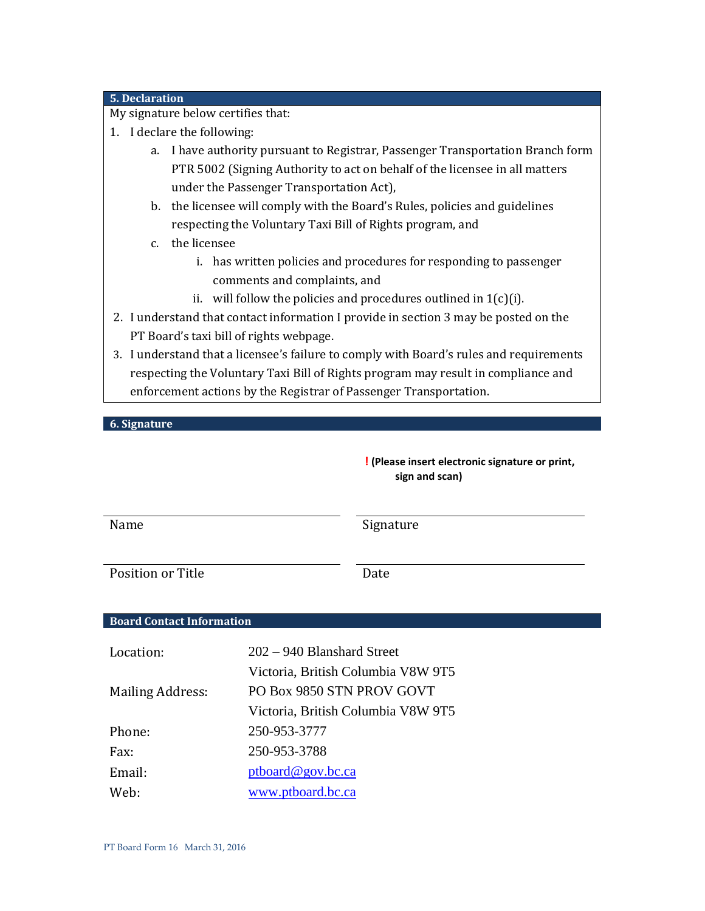## 5. Declaration

My signature below certifies that:

1. I declare the following:
   a. I have authority pursuant to Registrar, Passenger Transportation Branch form PTR 5002 (Signing Authority to act on behalf of the licensee in all matters under the Passenger Transportation Act),
   b. the licensee will comply with the Board's Rules, policies and guidelines respecting the Voluntary Taxi Bill of Rights program, and
   c. the licensee
      i. has written policies and procedures for responding to passenger comments and complaints, and
      ii. will follow the policies and procedures outlined in 1(c)(i).
2. I understand that contact information I provide in section 3 may be posted on the PT Board's taxi bill of rights webpage.
3. I understand that a licensee's failure to comply with Board's rules and requirements respecting the Voluntary Taxi Bill of Rights program may result in compliance and enforcement actions by the Registrar of Passenger Transportation.

## 6. Signature

**! (Please insert electronic signature or print, sign and scan)**

| | |
|---|---|
| Name | Signature |
| Position or Title | Date |

## Board Contact Information

| | |
|---|---|
| Location: | 202 – 940 Blanshard Street<br>Victoria, British Columbia V8W 9T5 |
| Mailing Address: | PO Box 9850 STN PROV GOVT<br>Victoria, British Columbia V8W 9T5 |
| Phone: | 250-953-3777 |
| Fax: | 250-953-3788 |
| Email: | ptboard@gov.bc.ca |
| Web: | www.ptboard.bc.ca |

PT Board Form 16 March 31, 2016